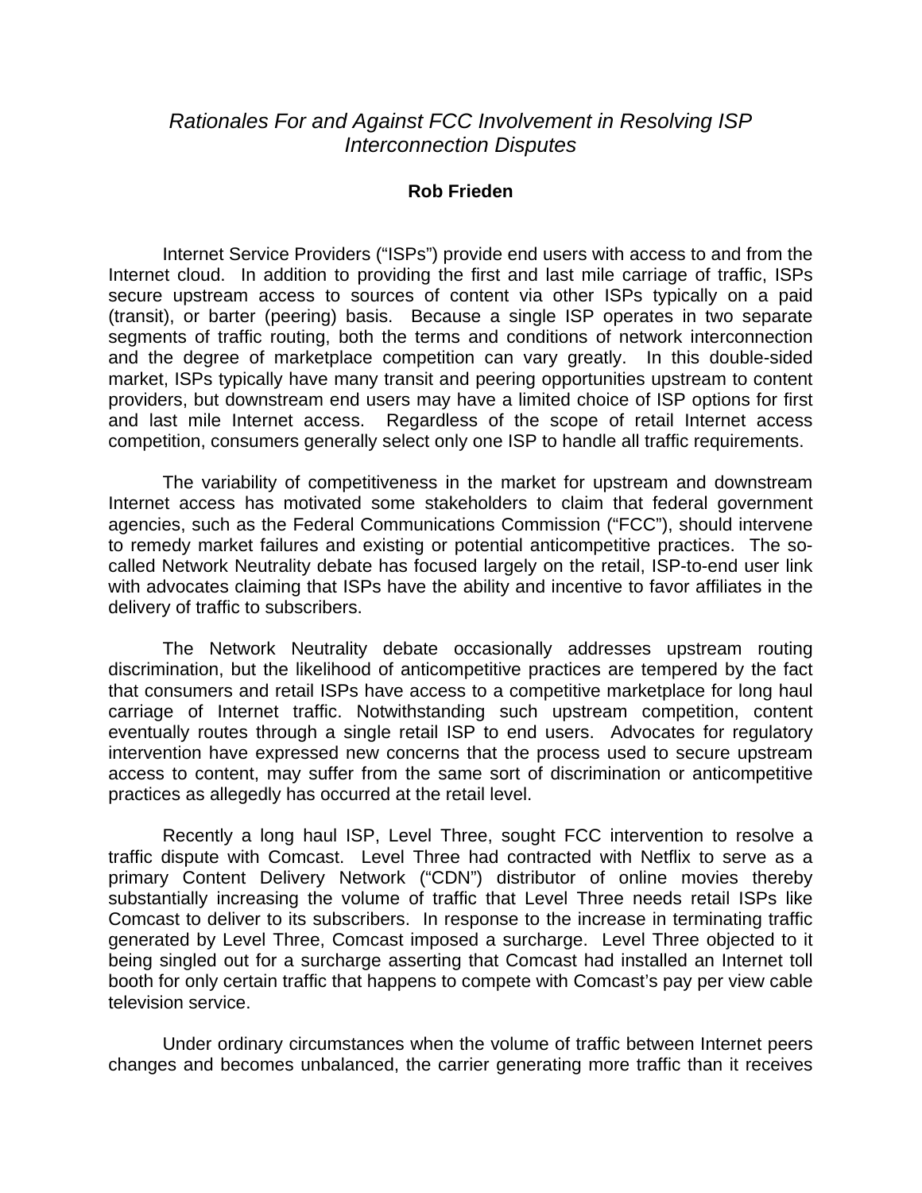# *Rationales For and Against FCC Involvement in Resolving ISP Interconnection Disputes*

**Rob Frieden**

Internet Service Providers ("ISPs") provide end users with access to and from the Internet cloud. In addition to providing the first and last mile carriage of traffic, ISPs secure upstream access to sources of content via other ISPs typically on a paid (transit), or barter (peering) basis. Because a single ISP operates in two separate segments of traffic routing, both the terms and conditions of network interconnection and the degree of marketplace competition can vary greatly. In this double-sided market, ISPs typically have many transit and peering opportunities upstream to content providers, but downstream end users may have a limited choice of ISP options for first and last mile Internet access. Regardless of the scope of retail Internet access competition, consumers generally select only one ISP to handle all traffic requirements.

The variability of competitiveness in the market for upstream and downstream Internet access has motivated some stakeholders to claim that federal government agencies, such as the Federal Communications Commission ("FCC"), should intervene to remedy market failures and existing or potential anticompetitive practices. The so-called Network Neutrality debate has focused largely on the retail, ISP-to-end user link with advocates claiming that ISPs have the ability and incentive to favor affiliates in the delivery of traffic to subscribers.

The Network Neutrality debate occasionally addresses upstream routing discrimination, but the likelihood of anticompetitive practices are tempered by the fact that consumers and retail ISPs have access to a competitive marketplace for long haul carriage of Internet traffic. Notwithstanding such upstream competition, content eventually routes through a single retail ISP to end users. Advocates for regulatory intervention have expressed new concerns that the process used to secure upstream access to content, may suffer from the same sort of discrimination or anticompetitive practices as allegedly has occurred at the retail level.

Recently a long haul ISP, Level Three, sought FCC intervention to resolve a traffic dispute with Comcast. Level Three had contracted with Netflix to serve as a primary Content Delivery Network ("CDN") distributor of online movies thereby substantially increasing the volume of traffic that Level Three needs retail ISPs like Comcast to deliver to its subscribers. In response to the increase in terminating traffic generated by Level Three, Comcast imposed a surcharge. Level Three objected to it being singled out for a surcharge asserting that Comcast had installed an Internet toll booth for only certain traffic that happens to compete with Comcast's pay per view cable television service.

Under ordinary circumstances when the volume of traffic between Internet peers changes and becomes unbalanced, the carrier generating more traffic than it receives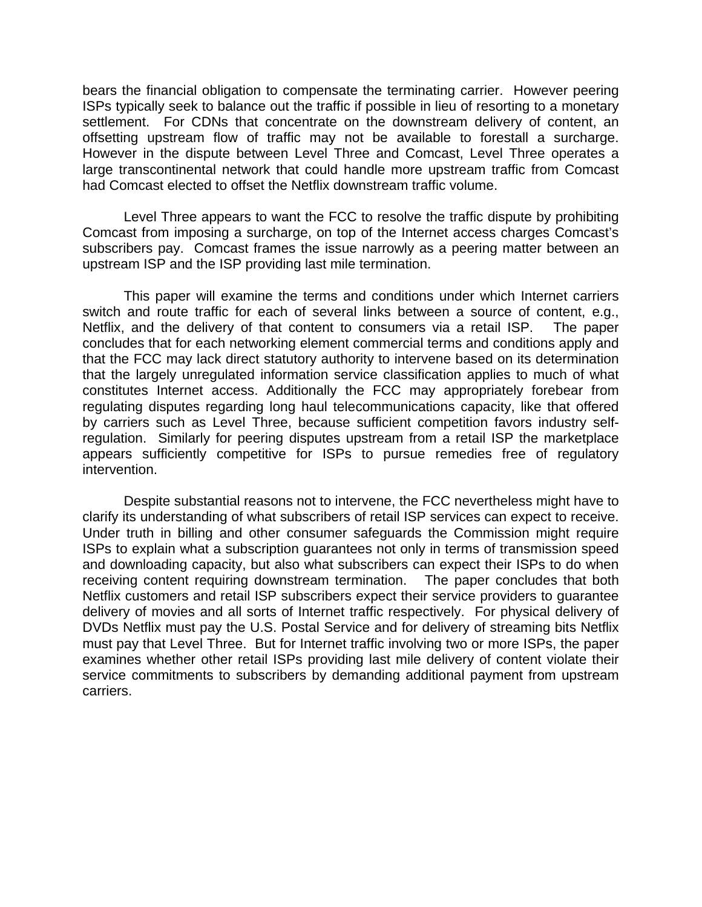bears the financial obligation to compensate the terminating carrier. However peering ISPs typically seek to balance out the traffic if possible in lieu of resorting to a monetary settlement. For CDNs that concentrate on the downstream delivery of content, an offsetting upstream flow of traffic may not be available to forestall a surcharge. However in the dispute between Level Three and Comcast, Level Three operates a large transcontinental network that could handle more upstream traffic from Comcast had Comcast elected to offset the Netflix downstream traffic volume.

Level Three appears to want the FCC to resolve the traffic dispute by prohibiting Comcast from imposing a surcharge, on top of the Internet access charges Comcast's subscribers pay. Comcast frames the issue narrowly as a peering matter between an upstream ISP and the ISP providing last mile termination.

This paper will examine the terms and conditions under which Internet carriers switch and route traffic for each of several links between a source of content, e.g., Netflix, and the delivery of that content to consumers via a retail ISP. The paper concludes that for each networking element commercial terms and conditions apply and that the FCC may lack direct statutory authority to intervene based on its determination that the largely unregulated information service classification applies to much of what constitutes Internet access. Additionally the FCC may appropriately forebear from regulating disputes regarding long haul telecommunications capacity, like that offered by carriers such as Level Three, because sufficient competition favors industry self-regulation. Similarly for peering disputes upstream from a retail ISP the marketplace appears sufficiently competitive for ISPs to pursue remedies free of regulatory intervention.

Despite substantial reasons not to intervene, the FCC nevertheless might have to clarify its understanding of what subscribers of retail ISP services can expect to receive. Under truth in billing and other consumer safeguards the Commission might require ISPs to explain what a subscription guarantees not only in terms of transmission speed and downloading capacity, but also what subscribers can expect their ISPs to do when receiving content requiring downstream termination. The paper concludes that both Netflix customers and retail ISP subscribers expect their service providers to guarantee delivery of movies and all sorts of Internet traffic respectively. For physical delivery of DVDs Netflix must pay the U.S. Postal Service and for delivery of streaming bits Netflix must pay that Level Three. But for Internet traffic involving two or more ISPs, the paper examines whether other retail ISPs providing last mile delivery of content violate their service commitments to subscribers by demanding additional payment from upstream carriers.